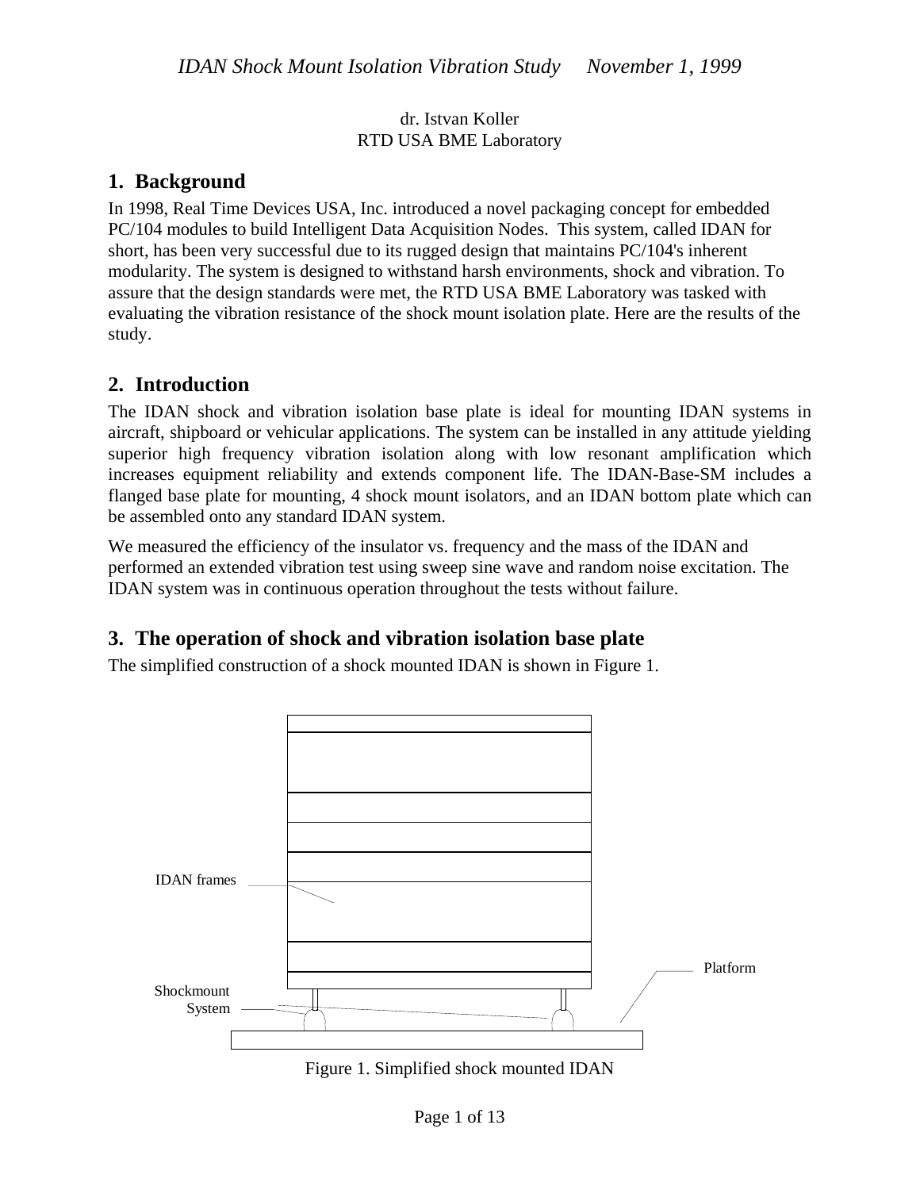dr. Istvan Koller
RTD USA BME Laboratory

## 1. Background

In 1998, Real Time Devices USA, Inc. introduced a novel packaging concept for embedded PC/104 modules to build Intelligent Data Acquisition Nodes. This system, called IDAN for short, has been very successful due to its rugged design that maintains PC/104's inherent modularity. The system is designed to withstand harsh environments, shock and vibration. To assure that the design standards were met, the RTD USA BME Laboratory was tasked with evaluating the vibration resistance of the shock mount isolation plate. Here are the results of the study.

## 2. Introduction

The IDAN shock and vibration isolation base plate is ideal for mounting IDAN systems in aircraft, shipboard or vehicular applications. The system can be installed in any attitude yielding superior high frequency vibration isolation along with low resonant amplification which increases equipment reliability and extends component life. The IDAN-Base-SM includes a flanged base plate for mounting, 4 shock mount isolators, and an IDAN bottom plate which can be assembled onto any standard IDAN system.

We measured the efficiency of the insulator vs. frequency and the mass of the IDAN and performed an extended vibration test using sweep sine wave and random noise excitation. The IDAN system was in continuous operation throughout the tests without failure.

## 3. The operation of shock and vibration isolation base plate

The simplified construction of a shock mounted IDAN is shown in Figure 1.

IDAN frames

Shockmount System

Platform

Figure 1. Simplified shock mounted IDAN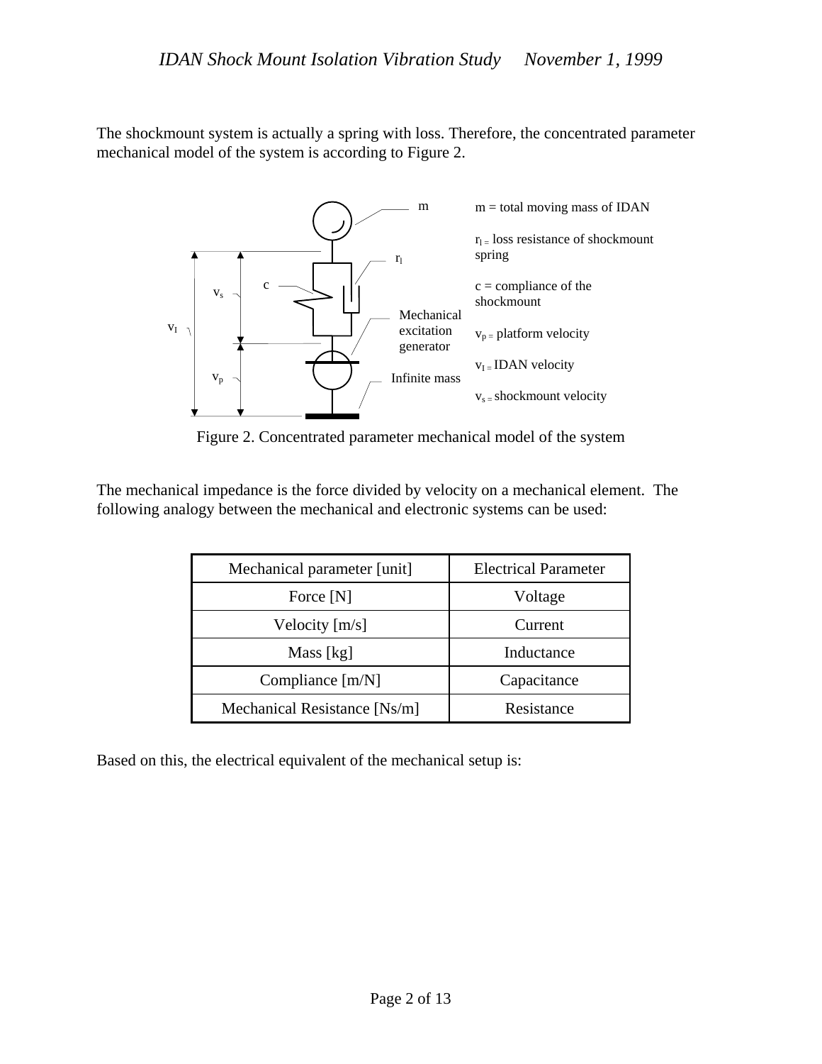The shockmount system is actually a spring with loss. Therefore, the concentrated parameter mechanical model of the system is according to Figure 2.

m = total moving mass of IDAN

$r_l$ = loss resistance of shockmount spring

c = compliance of the shockmount

$v_p$ = platform velocity

$v_I$ = IDAN velocity

$v_s$ = shockmount velocity

Figure 2. Concentrated parameter mechanical model of the system

The mechanical impedance is the force divided by velocity on a mechanical element. The following analogy between the mechanical and electronic systems can be used:

| Mechanical parameter [unit] | Electrical Parameter |
|---|---|
| Force [N] | Voltage |
| Velocity [m/s] | Current |
| Mass [kg] | Inductance |
| Compliance [m/N] | Capacitance |
| Mechanical Resistance [Ns/m] | Resistance |

Based on this, the electrical equivalent of the mechanical setup is: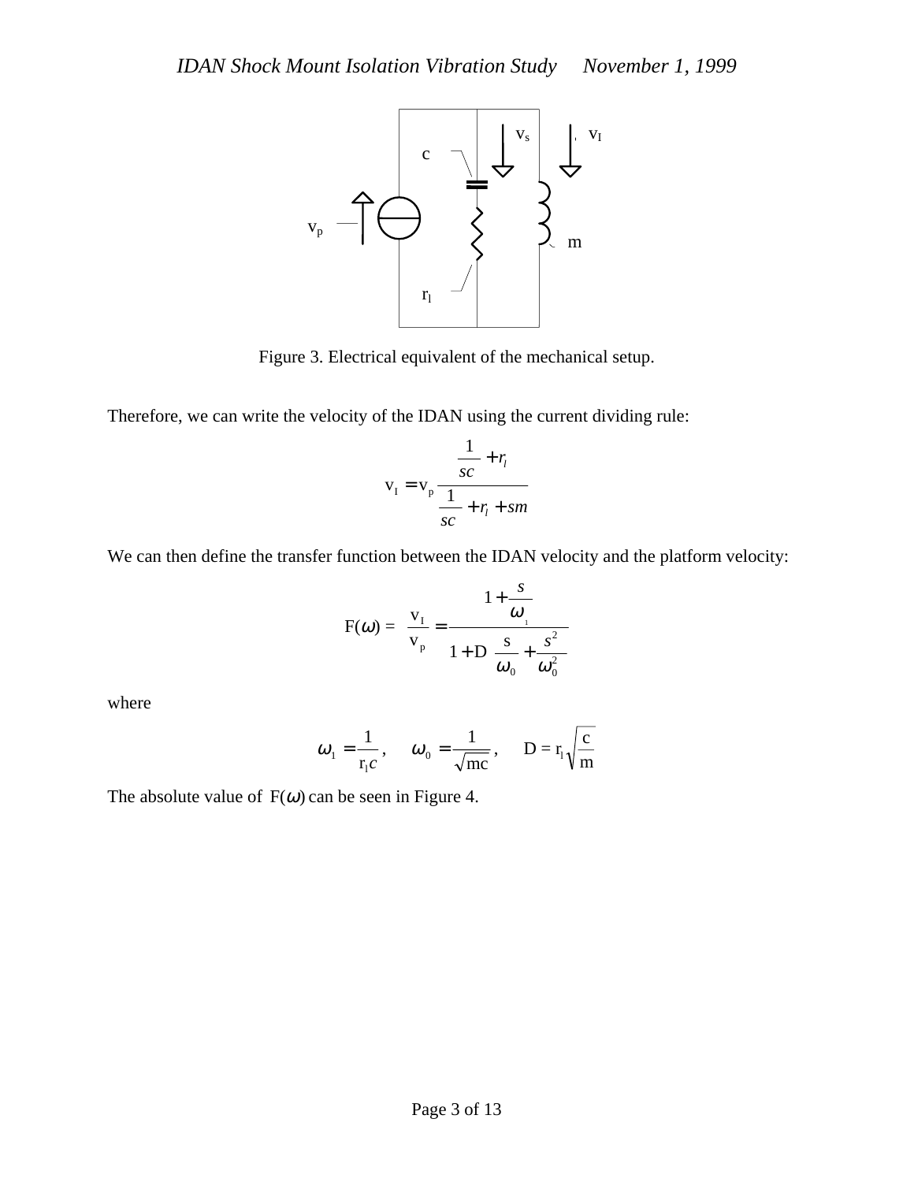Figure 3. Electrical equivalent of the mechanical setup.

Therefore, we can write the velocity of the IDAN using the current dividing rule:

$$\mathrm{v_I} = \mathrm{v_p} \frac{\dfrac{1}{sc} + r_l}{\dfrac{1}{sc} + r_l + sm}$$

We can then define the transfer function between the IDAN velocity and the platform velocity:

$$\mathrm{F}(\omega) = \frac{\mathrm{v_I}}{\mathrm{v_p}} = \frac{1 + \dfrac{s}{\omega_1}}{1 + \mathrm{D}\dfrac{\mathrm{s}}{\omega_0} + \dfrac{s^2}{\omega_0^2}}$$

where

$$\omega_1 = \frac{1}{\mathrm{r_l} c}, \quad \omega_0 = \frac{1}{\sqrt{\mathrm{mc}}}, \quad \mathrm{D} = \mathrm{r_l}\sqrt{\frac{\mathrm{c}}{\mathrm{m}}}$$

The absolute value of $\mathrm{F}(\omega)$ can be seen in Figure 4.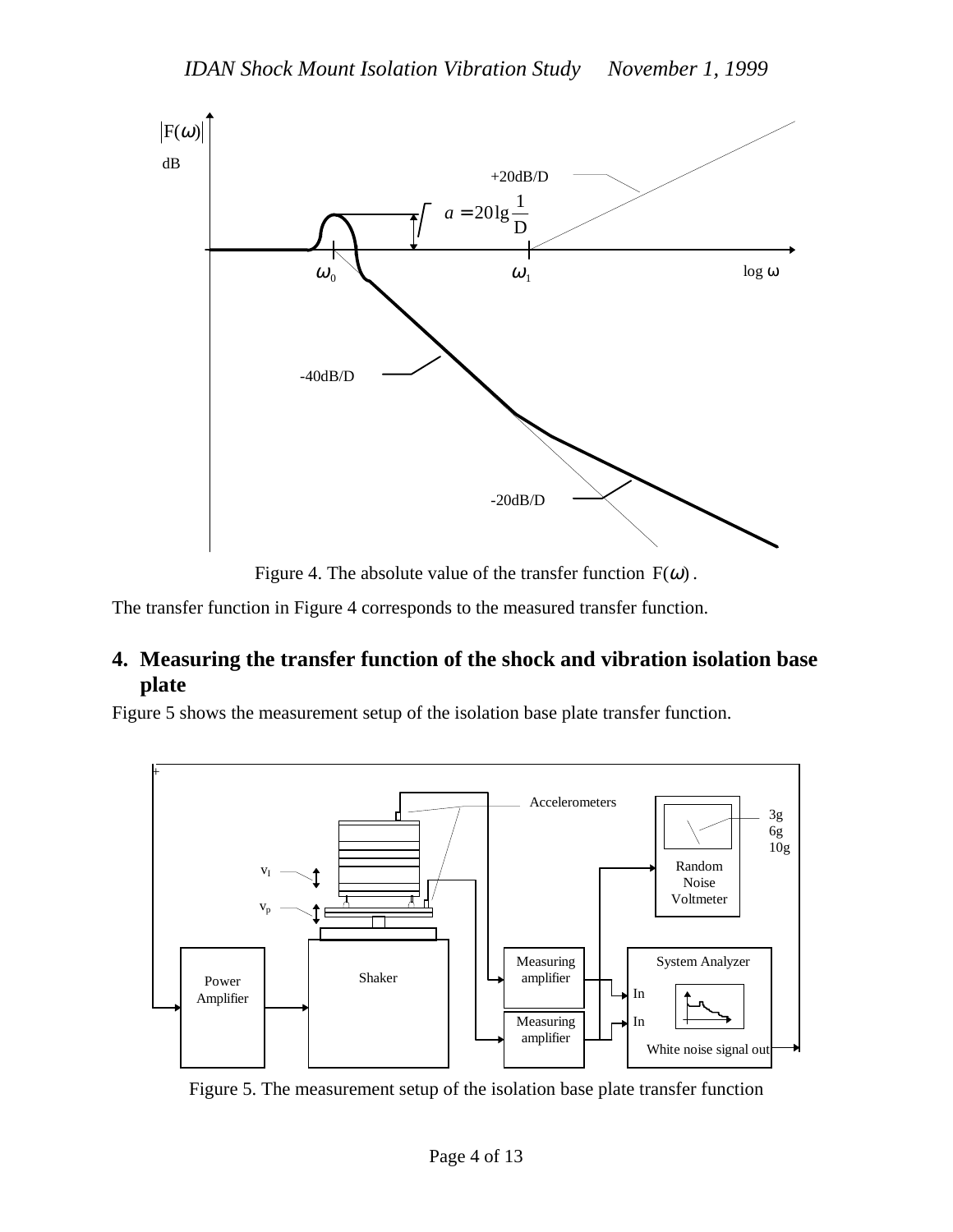Figure 4. The absolute value of the transfer function $F(\omega)$.

The transfer function in Figure 4 corresponds to the measured transfer function.

## 4. Measuring the transfer function of the shock and vibration isolation base plate

Figure 5 shows the measurement setup of the isolation base plate transfer function.

Figure 5. The measurement setup of the isolation base plate transfer function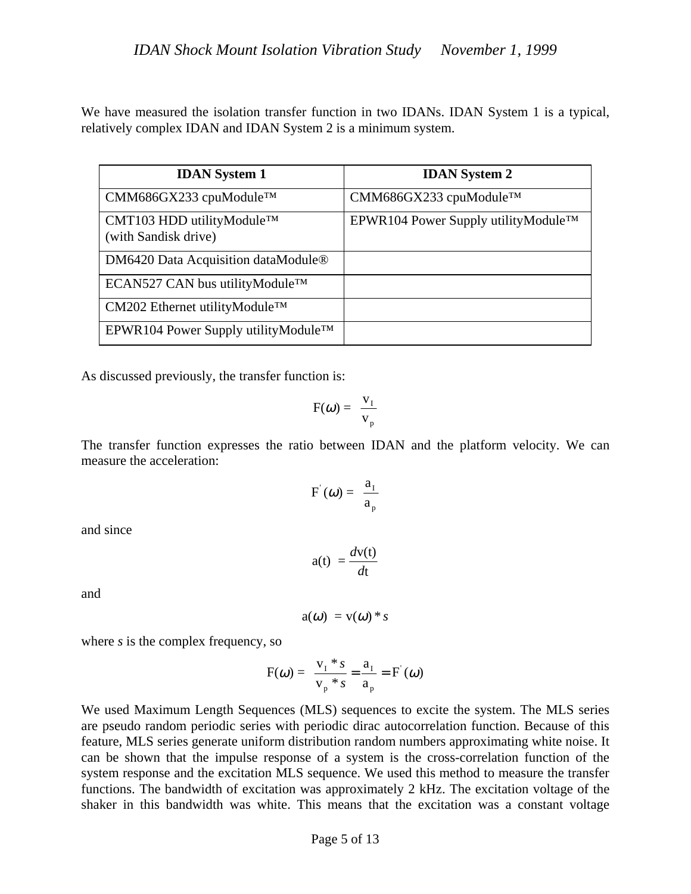We have measured the isolation transfer function in two IDANs. IDAN System 1 is a typical, relatively complex IDAN and IDAN System 2 is a minimum system.

| IDAN System 1 | IDAN System 2 |
|---|---|
| CMM686GX233 cpuModule™ | CMM686GX233 cpuModule™ |
| CMT103 HDD utilityModule™ (with Sandisk drive) | EPWR104 Power Supply utilityModule™ |
| DM6420 Data Acquisition dataModule® | |
| ECAN527 CAN bus utilityModule™ | |
| CM202 Ethernet utilityModule™ | |
| EPWR104 Power Supply utilityModule™ | |

As discussed previously, the transfer function is:

$$F(\omega) = \frac{v_I}{v_p}$$

The transfer function expresses the ratio between IDAN and the platform velocity. We can measure the acceleration:

$$F'(\omega) = \frac{a_I}{a_p}$$

and since

$$a(t) = \frac{dv(t)}{dt}$$

and

$$a(\omega) = v(\omega) * s$$

where *s* is the complex frequency, so

$$F(\omega) = \frac{v_I * s}{v_p * s} = \frac{a_I}{a_p} = F'(\omega)$$

We used Maximum Length Sequences (MLS) sequences to excite the system. The MLS series are pseudo random periodic series with periodic dirac autocorrelation function. Because of this feature, MLS series generate uniform distribution random numbers approximating white noise. It can be shown that the impulse response of a system is the cross-correlation function of the system response and the excitation MLS sequence. We used this method to measure the transfer functions. The bandwidth of excitation was approximately 2 kHz. The excitation voltage of the shaker in this bandwidth was white. This means that the excitation was a constant voltage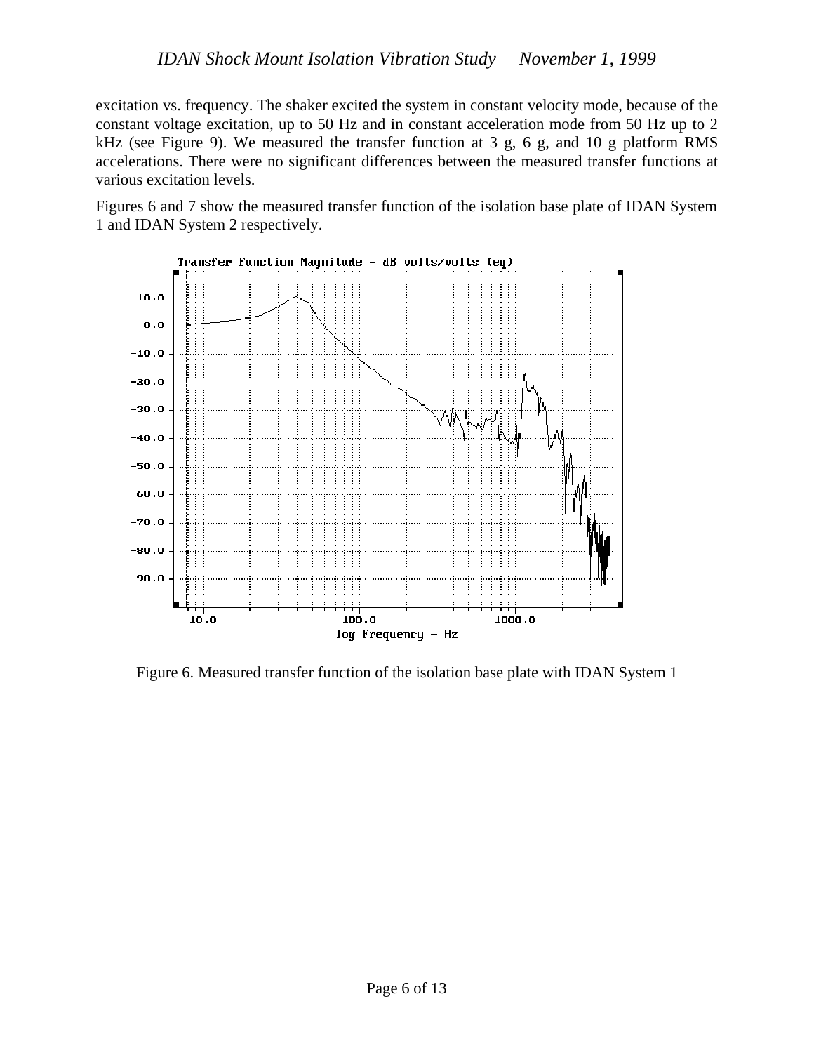excitation vs. frequency. The shaker excited the system in constant velocity mode, because of the constant voltage excitation, up to 50 Hz and in constant acceleration mode from 50 Hz up to 2 kHz (see Figure 9). We measured the transfer function at 3 g, 6 g, and 10 g platform RMS accelerations. There were no significant differences between the measured transfer functions at various excitation levels.

Figures 6 and 7 show the measured transfer function of the isolation base plate of IDAN System 1 and IDAN System 2 respectively.

Figure 6. Measured transfer function of the isolation base plate with IDAN System 1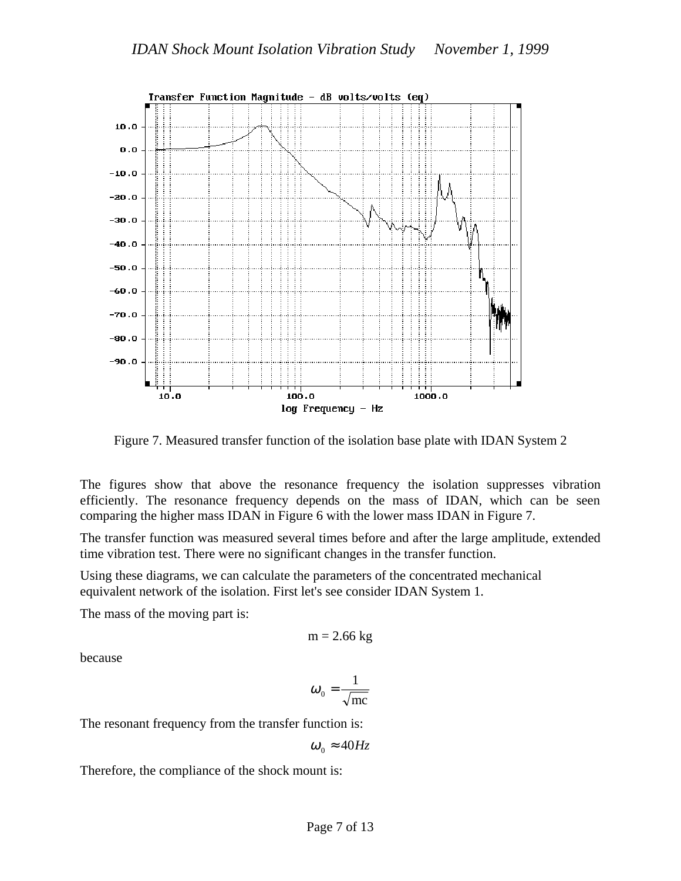Figure 7. Measured transfer function of the isolation base plate with IDAN System 2

The figures show that above the resonance frequency the isolation suppresses vibration efficiently. The resonance frequency depends on the mass of IDAN, which can be seen comparing the higher mass IDAN in Figure 6 with the lower mass IDAN in Figure 7.

The transfer function was measured several times before and after the large amplitude, extended time vibration test. There were no significant changes in the transfer function.

Using these diagrams, we can calculate the parameters of the concentrated mechanical equivalent network of the isolation. First let's see consider IDAN System 1.

The mass of the moving part is:

$$m = 2.66 \text{ kg}$$

because

$$\omega_0 = \frac{1}{\sqrt{mc}}$$

The resonant frequency from the transfer function is:

$$\omega_0 \approx 40Hz$$

Therefore, the compliance of the shock mount is: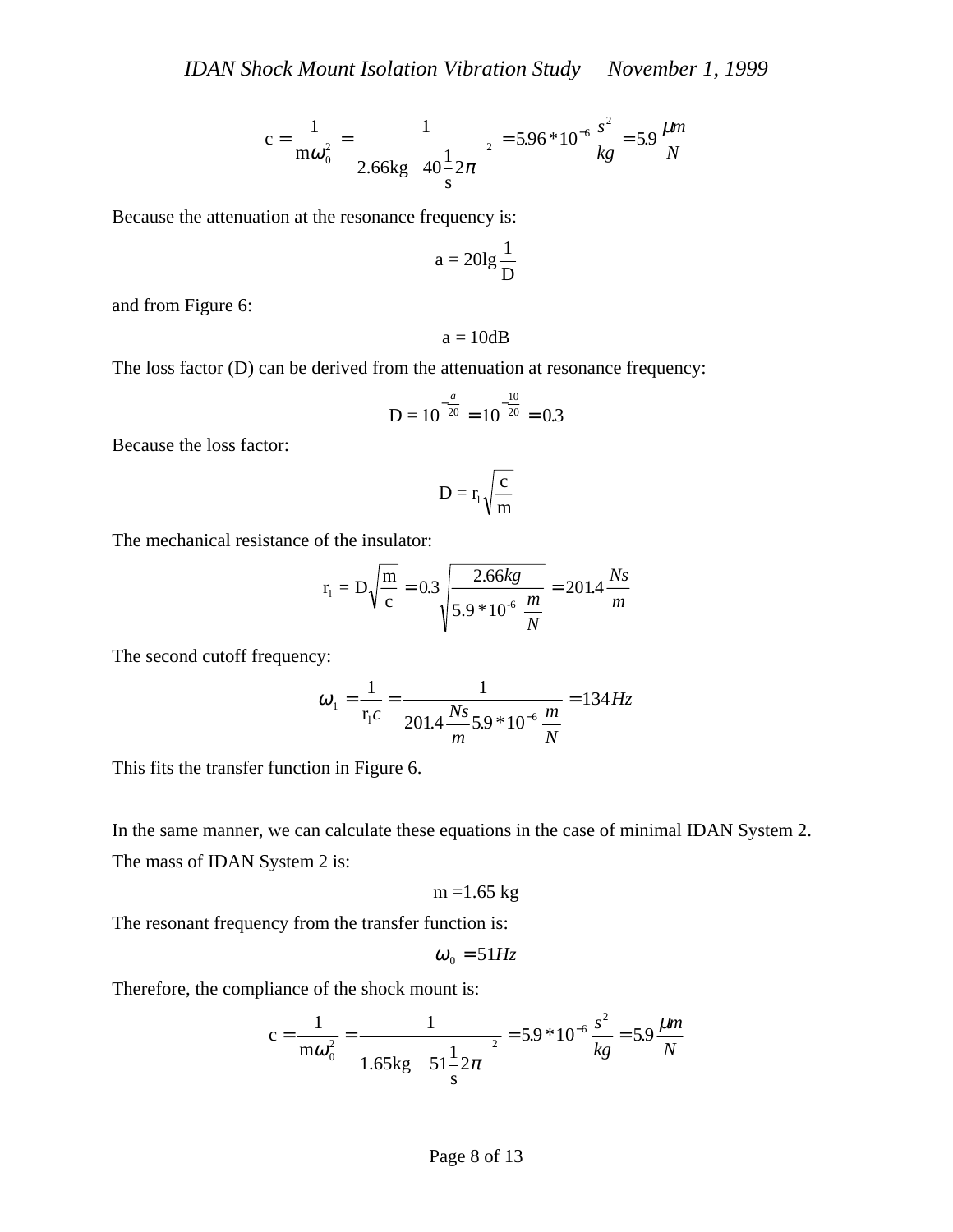$$c = \frac{1}{m\omega_0^2} = \frac{1}{2.66\text{kg}\left(40\frac{1}{\text{s}}2\pi\right)^2} = 5.96 * 10^{-6}\frac{s^2}{kg} = 5.9\frac{\mu m}{N}$$

Because the attenuation at the resonance frequency is:

$$a = 20\lg\frac{1}{D}$$

and from Figure 6:

$$a = 10\text{dB}$$

The loss factor (D) can be derived from the attenuation at resonance frequency:

$$D = 10^{-\frac{a}{20}} = 10^{-\frac{10}{20}} = 0.3$$

Because the loss factor:

$$D = r_1\sqrt{\frac{c}{m}}$$

The mechanical resistance of the insulator:

$$r_1 = D\sqrt{\frac{m}{c}} = 0.3\sqrt{\frac{2.66kg}{5.9 * 10^{-6}\ \frac{m}{N}}} = 201.4\frac{Ns}{m}$$

The second cutoff frequency:

$$\omega_1 = \frac{1}{r_1 c} = \frac{1}{201.4\frac{Ns}{m}5.9 * 10^{-6}\frac{m}{N}} = 134Hz$$

This fits the transfer function in Figure 6.

In the same manner, we can calculate these equations in the case of minimal IDAN System 2.
The mass of IDAN System 2 is:

$$m = 1.65\text{ kg}$$

The resonant frequency from the transfer function is:

$$\omega_0 = 51Hz$$

Therefore, the compliance of the shock mount is:

$$c = \frac{1}{m\omega_0^2} = \frac{1}{1.65\text{kg}\left(51\frac{1}{\text{s}}2\pi\right)^2} = 5.9 * 10^{-6}\frac{s^2}{kg} = 5.9\frac{\mu m}{N}$$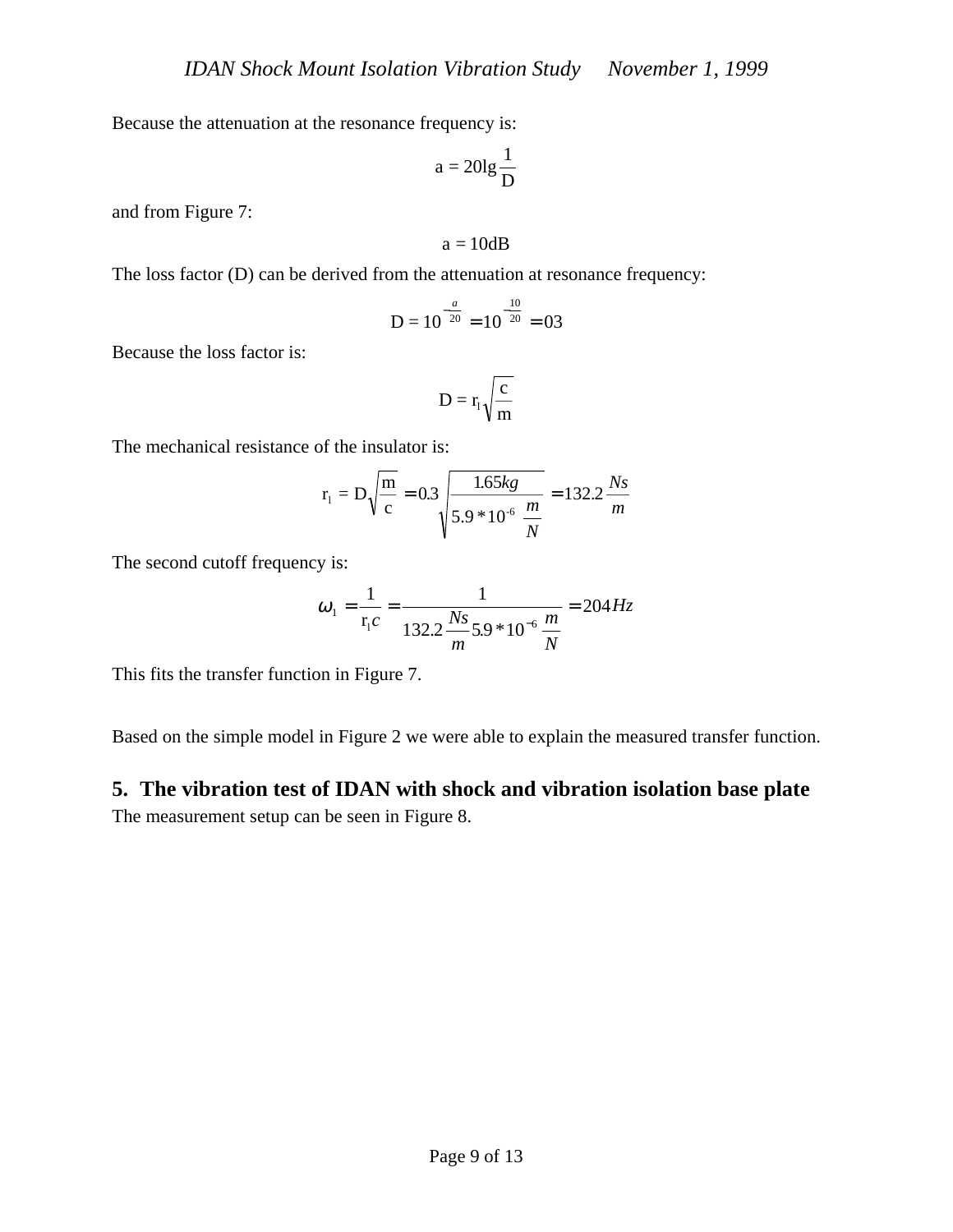Because the attenuation at the resonance frequency is:

$$a = 20\lg\frac{1}{D}$$

and from Figure 7:

$$a = 10\text{dB}$$

The loss factor (D) can be derived from the attenuation at resonance frequency:

$$D = 10^{-\frac{a}{20}} = 10^{-\frac{10}{20}} = 03$$

Because the loss factor is:

$$D = r_1\sqrt{\frac{c}{m}}$$

The mechanical resistance of the insulator is:

$$r_1 = D\sqrt{\frac{m}{c}} = 0.3\sqrt{\frac{1.65kg}{5.9 * 10^{-6}\ \frac{m}{N}}} = 132.2\frac{Ns}{m}$$

The second cutoff frequency is:

$$\omega_1 = \frac{1}{r_1 c} = \frac{1}{132.2\frac{Ns}{m}5.9 * 10^{-6}\frac{m}{N}} = 204Hz$$

This fits the transfer function in Figure 7.

Based on the simple model in Figure 2 we were able to explain the measured transfer function.

## 5. The vibration test of IDAN with shock and vibration isolation base plate

The measurement setup can be seen in Figure 8.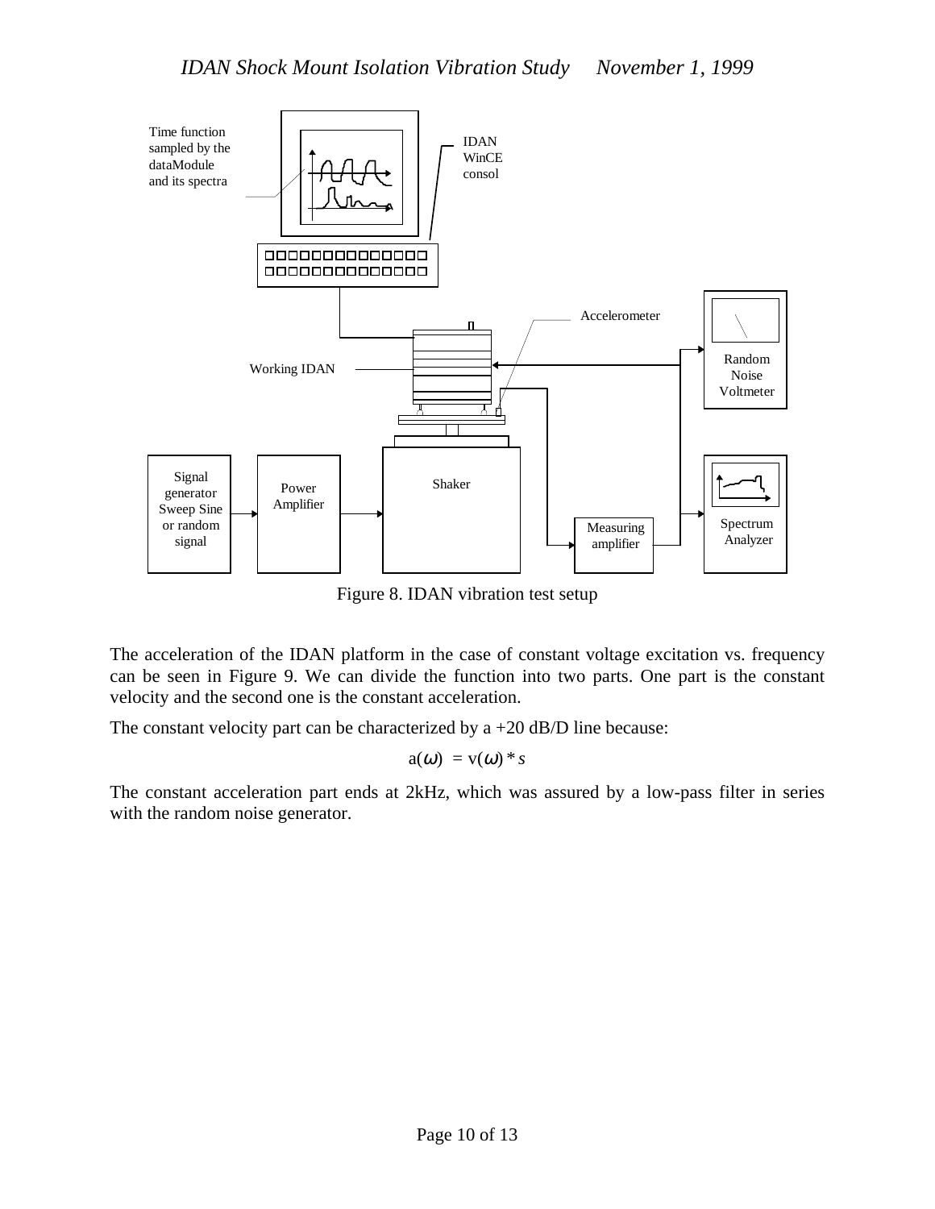Figure 8. IDAN vibration test setup

The acceleration of the IDAN platform in the case of constant voltage excitation vs. frequency can be seen in Figure 9. We can divide the function into two parts. One part is the constant velocity and the second one is the constant acceleration.

The constant velocity part can be characterized by a +20 dB/D line because:

$$a(\omega) = v(\omega) * s$$

The constant acceleration part ends at 2kHz, which was assured by a low-pass filter in series with the random noise generator.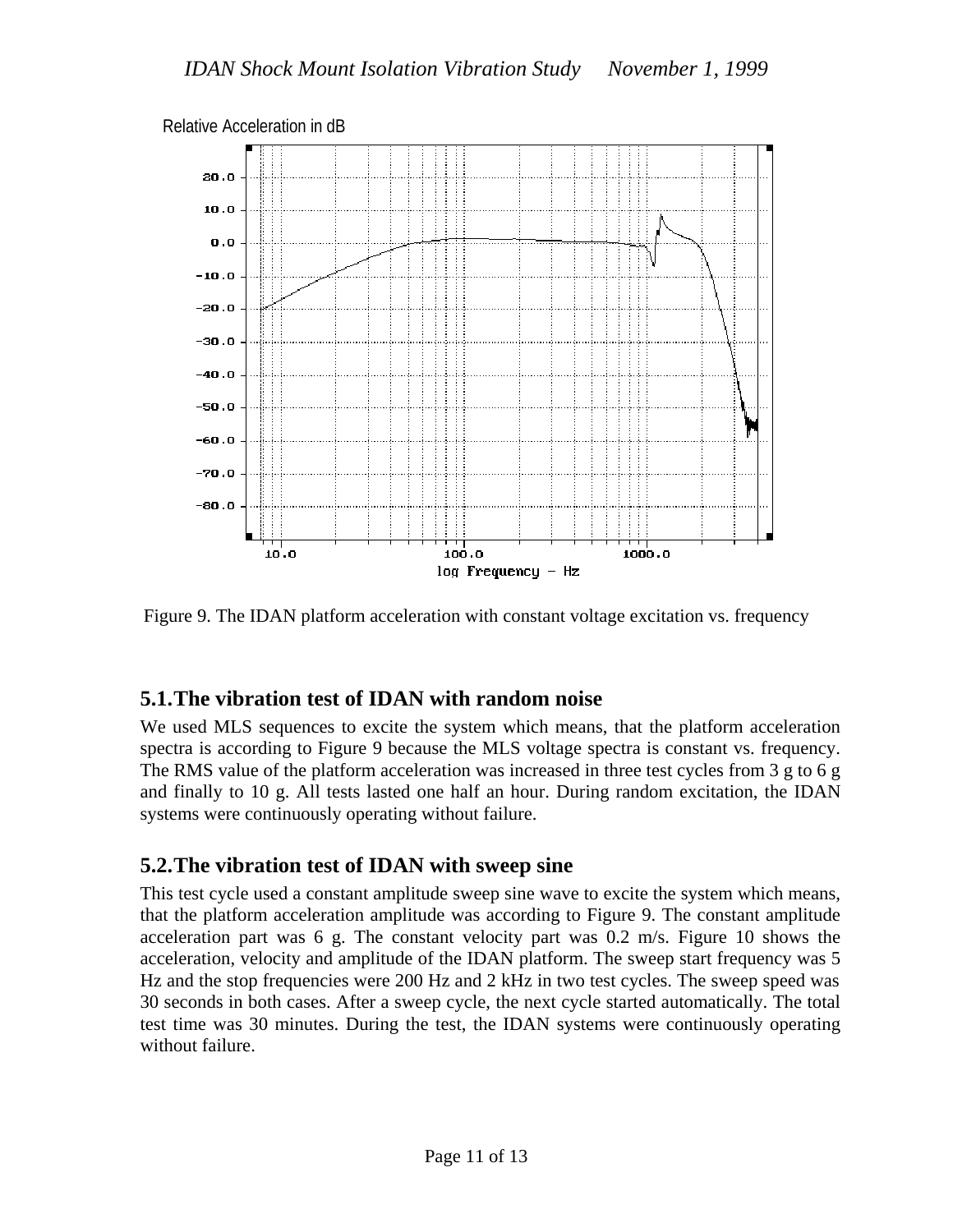Relative Acceleration in dB

Figure 9. The IDAN platform acceleration with constant voltage excitation vs. frequency

## 5.1. The vibration test of IDAN with random noise

We used MLS sequences to excite the system which means, that the platform acceleration spectra is according to Figure 9 because the MLS voltage spectra is constant vs. frequency. The RMS value of the platform acceleration was increased in three test cycles from 3 g to 6 g and finally to 10 g. All tests lasted one half an hour. During random excitation, the IDAN systems were continuously operating without failure.

## 5.2. The vibration test of IDAN with sweep sine

This test cycle used a constant amplitude sweep sine wave to excite the system which means, that the platform acceleration amplitude was according to Figure 9. The constant amplitude acceleration part was 6 g. The constant velocity part was 0.2 m/s. Figure 10 shows the acceleration, velocity and amplitude of the IDAN platform. The sweep start frequency was 5 Hz and the stop frequencies were 200 Hz and 2 kHz in two test cycles. The sweep speed was 30 seconds in both cases. After a sweep cycle, the next cycle started automatically. The total test time was 30 minutes. During the test, the IDAN systems were continuously operating without failure.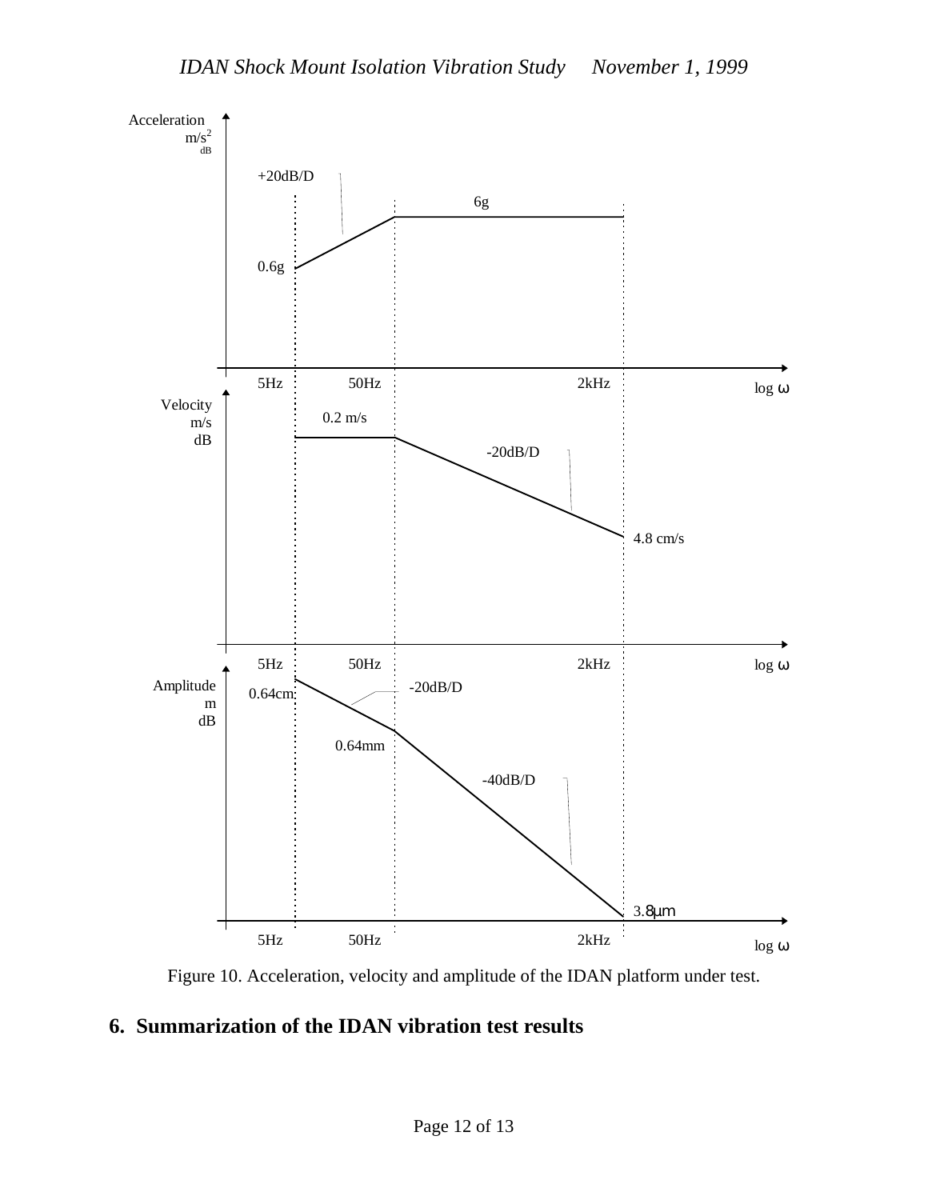Figure 10. Acceleration, velocity and amplitude of the IDAN platform under test.

## 6. Summarization of the IDAN vibration test results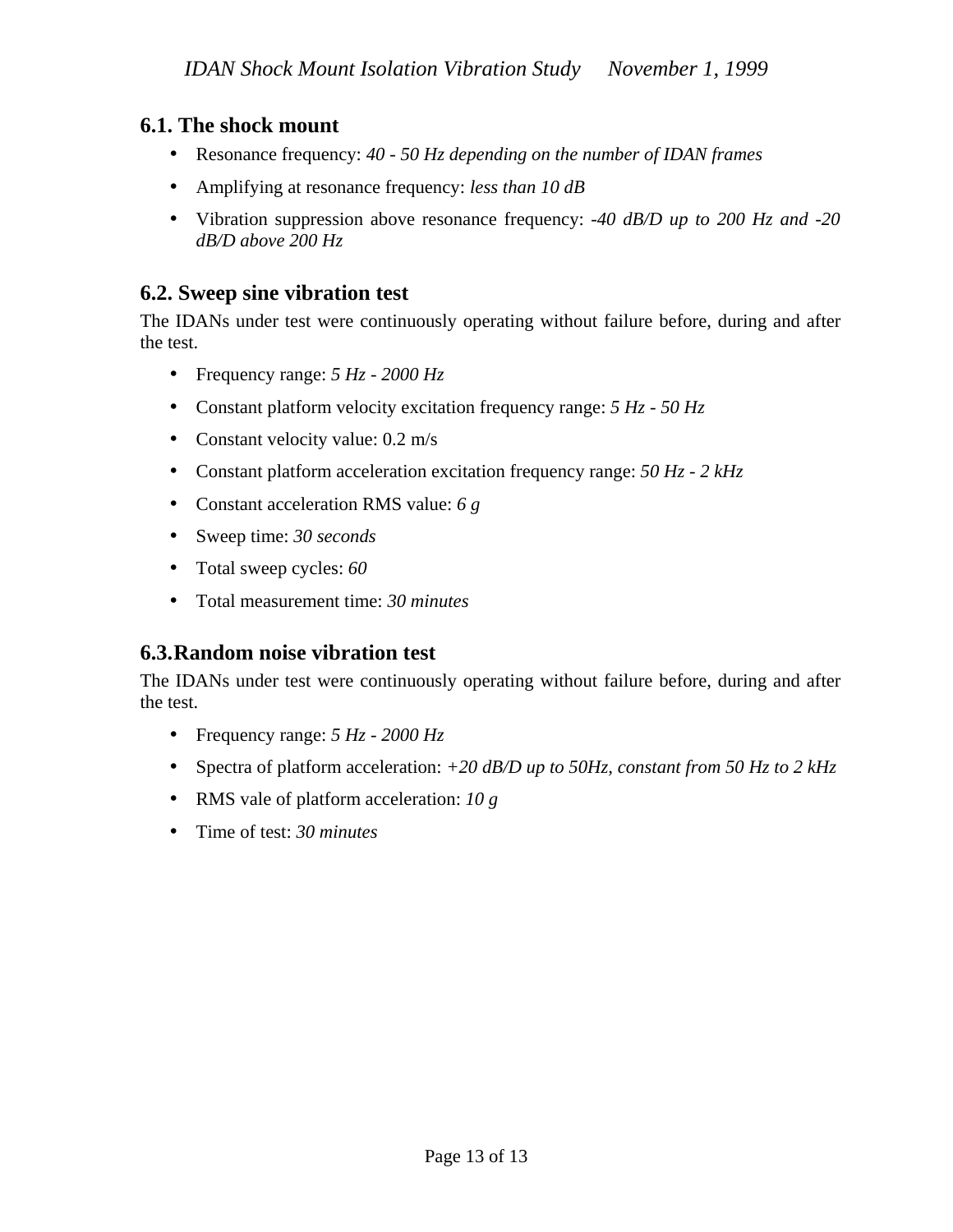### 6.1. The shock mount

- Resonance frequency: *40 - 50 Hz depending on the number of IDAN frames*
- Amplifying at resonance frequency: *less than 10 dB*
- Vibration suppression above resonance frequency: *-40 dB/D up to 200 Hz and -20 dB/D above 200 Hz*

### 6.2. Sweep sine vibration test

The IDANs under test were continuously operating without failure before, during and after the test.

- Frequency range: *5 Hz - 2000 Hz*
- Constant platform velocity excitation frequency range: *5 Hz - 50 Hz*
- Constant velocity value: 0.2 m/s
- Constant platform acceleration excitation frequency range: *50 Hz - 2 kHz*
- Constant acceleration RMS value: *6 g*
- Sweep time: *30 seconds*
- Total sweep cycles: *60*
- Total measurement time: *30 minutes*

### 6.3. Random noise vibration test

The IDANs under test were continuously operating without failure before, during and after the test.

- Frequency range: *5 Hz - 2000 Hz*
- Spectra of platform acceleration: *+20 dB/D up to 50Hz, constant from 50 Hz to 2 kHz*
- RMS vale of platform acceleration: *10 g*
- Time of test: *30 minutes*